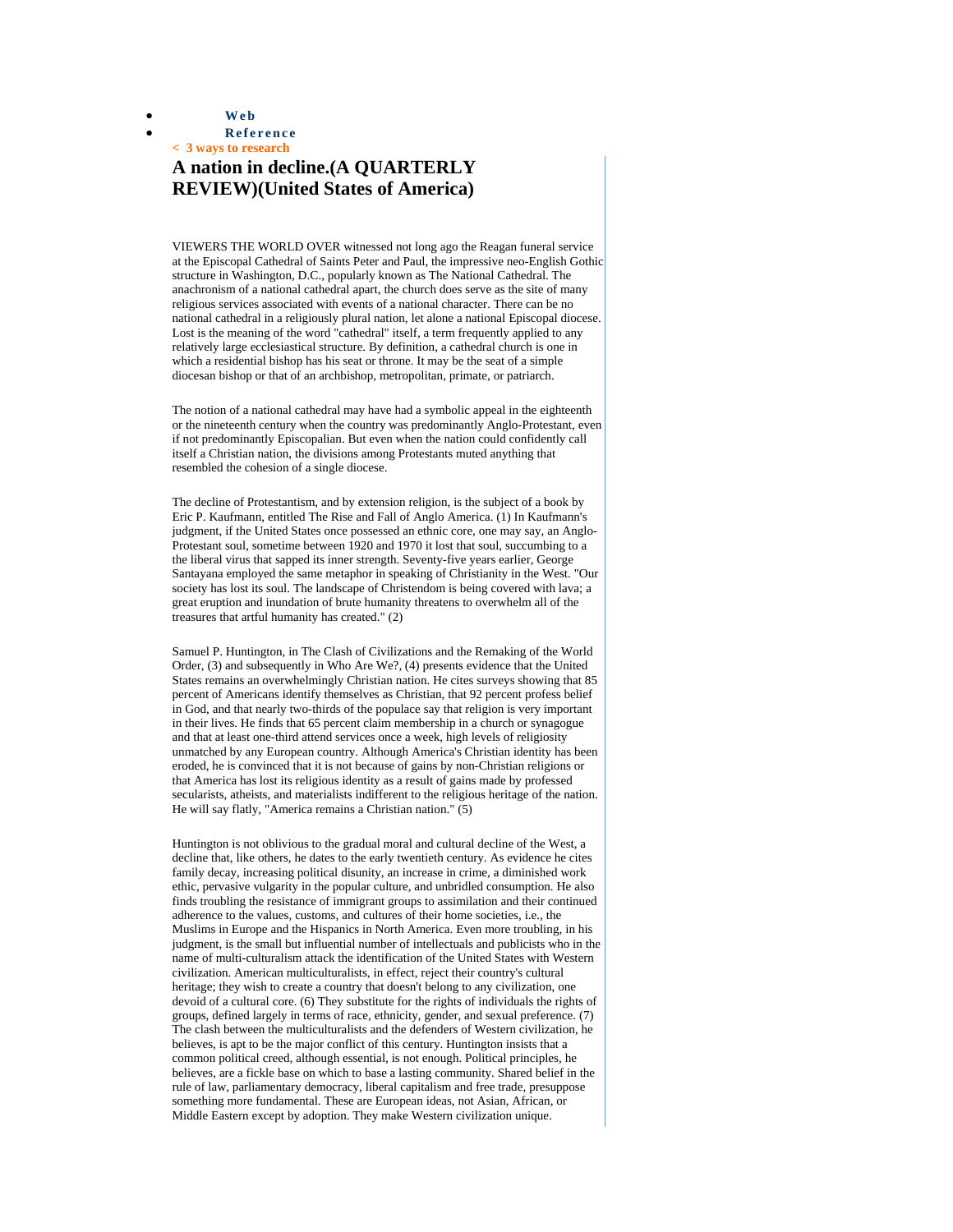- Web
- Reference

< 3 ways to research

# A nation in decline.(A QUARTERLY REVIEW)(United States of America)

VIEWERS THE WORLD OVER witnessed not long ago the Reagan funeral service at the Episcopal Cathedral of Saints Peter and Paul, the impressive neo-English Gothic structure in Washington, D.C., popularly known as The National Cathedral. The anachronism of a national cathedral apart, the church does serve as the site of many religious services associated with events of a national character. There can be no national cathedral in a religiously plural nation, let alone a national Episcopal diocese. Lost is the meaning of the word "cathedral" itself, a term frequently applied to any relatively large ecclesiastical structure. By definition, a cathedral church is one in which a residential bishop has his seat or throne. It may be the seat of a simple diocesan bishop or that of an archbishop, metropolitan, primate, or patriarch.

The notion of a national cathedral may have had a symbolic appeal in the eighteenth or the nineteenth century when the country was predominantly Anglo-Protestant, even if not predominantly Episcopalian. But even when the nation could confidently call itself a Christian nation, the divisions among Protestants muted anything that resembled the cohesion of a single diocese.

The decline of Protestantism, and by extension religion, is the subject of a book by Eric P. Kaufmann, entitled The Rise and Fall of Anglo America. (1) In Kaufmann's judgment, if the United States once possessed an ethnic core, one may say, an Anglo-Protestant soul, sometime between 1920 and 1970 it lost that soul, succumbing to a the liberal virus that sapped its inner strength. Seventy-five years earlier, George Santayana employed the same metaphor in speaking of Christianity in the West. "Our society has lost its soul. The landscape of Christendom is being covered with lava; a great eruption and inundation of brute humanity threatens to overwhelm all of the treasures that artful humanity has created." (2)

Samuel P. Huntington, in The Clash of Civilizations and the Remaking of the World Order, (3) and subsequently in Who Are We?, (4) presents evidence that the United States remains an overwhelmingly Christian nation. He cites surveys showing that 85 percent of Americans identify themselves as Christian, that 92 percent profess belief in God, and that nearly two-thirds of the populace say that religion is very important in their lives. He finds that 65 percent claim membership in a church or synagogue and that at least one-third attend services once a week, high levels of religiosity unmatched by any European country. Although America's Christian identity has been eroded, he is convinced that it is not because of gains by non-Christian religions or that America has lost its religious identity as a result of gains made by professed secularists, atheists, and materialists indifferent to the religious heritage of the nation. He will say flatly, "America remains a Christian nation." (5)

Huntington is not oblivious to the gradual moral and cultural decline of the West, a decline that, like others, he dates to the early twentieth century. As evidence he cites family decay, increasing political disunity, an increase in crime, a diminished work ethic, pervasive vulgarity in the popular culture, and unbridled consumption. He also finds troubling the resistance of immigrant groups to assimilation and their continued adherence to the values, customs, and cultures of their home societies, i.e., the Muslims in Europe and the Hispanics in North America. Even more troubling, in his judgment, is the small but influential number of intellectuals and publicists who in the name of multi-culturalism attack the identification of the United States with Western civilization. American multiculturalists, in effect, reject their country's cultural heritage; they wish to create a country that doesn't belong to any civilization, one devoid of a cultural core. (6) They substitute for the rights of individuals the rights of groups, defined largely in terms of race, ethnicity, gender, and sexual preference. (7) The clash between the multiculturalists and the defenders of Western civilization, he believes, is apt to be the major conflict of this century. Huntington insists that a common political creed, although essential, is not enough. Political principles, he believes, are a fickle base on which to base a lasting community. Shared belief in the rule of law, parliamentary democracy, liberal capitalism and free trade, presuppose something more fundamental. These are European ideas, not Asian, African, or Middle Eastern except by adoption. They make Western civilization unique.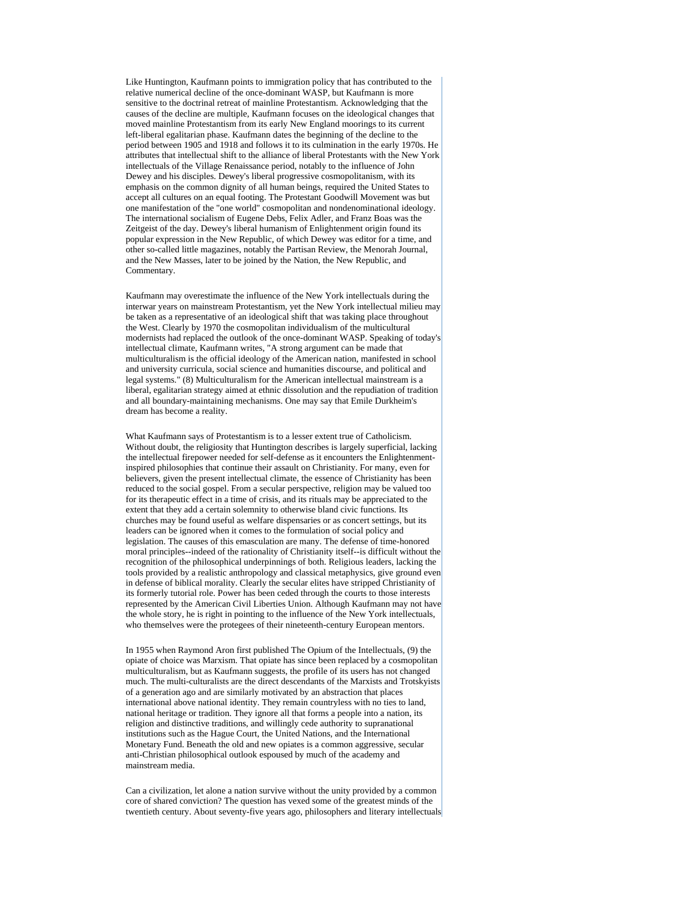Like Huntington, Kaufmann points to immigration policy that has contributed to the relative numerical decline of the once-dominant WASP, but Kaufmann is more sensitive to the doctrinal retreat of mainline Protestantism. Acknowledging that the causes of the decline are multiple, Kaufmann focuses on the ideological changes that moved mainline Protestantism from its early New England moorings to its current left-liberal egalitarian phase. Kaufmann dates the beginning of the decline to the period between 1905 and 1918 and follows it to its culmination in the early 1970s. He attributes that intellectual shift to the alliance of liberal Protestants with the New York intellectuals of the Village Renaissance period, notably to the influence of John Dewey and his disciples. Dewey's liberal progressive cosmopolitanism, with its emphasis on the common dignity of all human beings, required the United States to accept all cultures on an equal footing. The Protestant Goodwill Movement was but one manifestation of the "one world" cosmopolitan and nondenominational ideology. The international socialism of Eugene Debs, Felix Adler, and Franz Boas was the Zeitgeist of the day. Dewey's liberal humanism of Enlightenment origin found its popular expression in the New Republic, of which Dewey was editor for a time, and other so-called little magazines, notably the Partisan Review, the Menorah Journal, and the New Masses, later to be joined by the Nation, the New Republic, and Commentary.

Kaufmann may overestimate the influence of the New York intellectuals during the interwar years on mainstream Protestantism, yet the New York intellectual milieu may be taken as a representative of an ideological shift that was taking place throughout the West. Clearly by 1970 the cosmopolitan individualism of the multicultural modernists had replaced the outlook of the once-dominant WASP. Speaking of today's intellectual climate, Kaufmann writes, "A strong argument can be made that multiculturalism is the official ideology of the American nation, manifested in school and university curricula, social science and humanities discourse, and political and legal systems." (8) Multiculturalism for the American intellectual mainstream is a liberal, egalitarian strategy aimed at ethnic dissolution and the repudiation of tradition and all boundary-maintaining mechanisms. One may say that Emile Durkheim's dream has become a reality.

What Kaufmann says of Protestantism is to a lesser extent true of Catholicism. Without doubt, the religiosity that Huntington describes is largely superficial, lacking the intellectual firepower needed for self-defense as it encounters the Enlightenment-inspired philosophies that continue their assault on Christianity. For many, even for believers, given the present intellectual climate, the essence of Christianity has been reduced to the social gospel. From a secular perspective, religion may be valued too for its therapeutic effect in a time of crisis, and its rituals may be appreciated to the extent that they add a certain solemnity to otherwise bland civic functions. Its churches may be found useful as welfare dispensaries or as concert settings, but its leaders can be ignored when it comes to the formulation of social policy and legislation. The causes of this emasculation are many. The defense of time-honored moral principles--indeed of the rationality of Christianity itself--is difficult without the recognition of the philosophical underpinnings of both. Religious leaders, lacking the tools provided by a realistic anthropology and classical metaphysics, give ground even in defense of biblical morality. Clearly the secular elites have stripped Christianity of its formerly tutorial role. Power has been ceded through the courts to those interests represented by the American Civil Liberties Union. Although Kaufmann may not have the whole story, he is right in pointing to the influence of the New York intellectuals, who themselves were the protegees of their nineteenth-century European mentors.

In 1955 when Raymond Aron first published The Opium of the Intellectuals, (9) the opiate of choice was Marxism. That opiate has since been replaced by a cosmopolitan multiculturalism, but as Kaufmann suggests, the profile of its users has not changed much. The multi-culturalists are the direct descendants of the Marxists and Trotskyists of a generation ago and are similarly motivated by an abstraction that places international above national identity. They remain countryless with no ties to land, national heritage or tradition. They ignore all that forms a people into a nation, its religion and distinctive traditions, and willingly cede authority to supranational institutions such as the Hague Court, the United Nations, and the International Monetary Fund. Beneath the old and new opiates is a common aggressive, secular anti-Christian philosophical outlook espoused by much of the academy and mainstream media.

Can a civilization, let alone a nation survive without the unity provided by a common core of shared conviction? The question has vexed some of the greatest minds of the twentieth century. About seventy-five years ago, philosophers and literary intellectuals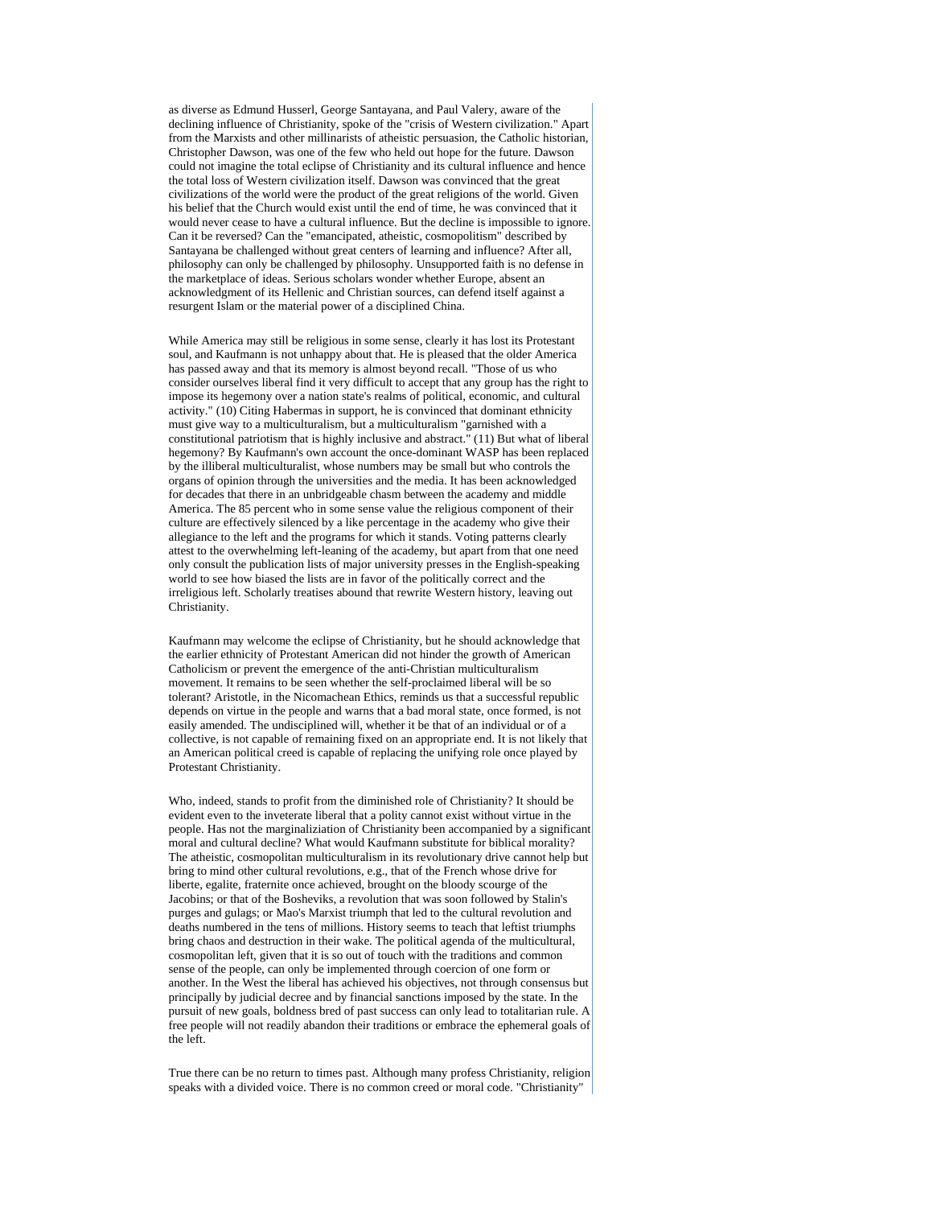as diverse as Edmund Husserl, George Santayana, and Paul Valery, aware of the declining influence of Christianity, spoke of the "crisis of Western civilization." Apart from the Marxists and other millinarists of atheistic persuasion, the Catholic historian, Christopher Dawson, was one of the few who held out hope for the future. Dawson could not imagine the total eclipse of Christianity and its cultural influence and hence the total loss of Western civilization itself. Dawson was convinced that the great civilizations of the world were the product of the great religions of the world. Given his belief that the Church would exist until the end of time, he was convinced that it would never cease to have a cultural influence. But the decline is impossible to ignore. Can it be reversed? Can the "emancipated, atheistic, cosmopolitism" described by Santayana be challenged without great centers of learning and influence? After all, philosophy can only be challenged by philosophy. Unsupported faith is no defense in the marketplace of ideas. Serious scholars wonder whether Europe, absent an acknowledgment of its Hellenic and Christian sources, can defend itself against a resurgent Islam or the material power of a disciplined China.

While America may still be religious in some sense, clearly it has lost its Protestant soul, and Kaufmann is not unhappy about that. He is pleased that the older America has passed away and that its memory is almost beyond recall. "Those of us who consider ourselves liberal find it very difficult to accept that any group has the right to impose its hegemony over a nation state's realms of political, economic, and cultural activity." (10) Citing Habermas in support, he is convinced that dominant ethnicity must give way to a multiculturalism, but a multiculturalism "garnished with a constitutional patriotism that is highly inclusive and abstract." (11) But what of liberal hegemony? By Kaufmann's own account the once-dominant WASP has been replaced by the illiberal multiculturalist, whose numbers may be small but who controls the organs of opinion through the universities and the media. It has been acknowledged for decades that there in an unbridgeable chasm between the academy and middle America. The 85 percent who in some sense value the religious component of their culture are effectively silenced by a like percentage in the academy who give their allegiance to the left and the programs for which it stands. Voting patterns clearly attest to the overwhelming left-leaning of the academy, but apart from that one need only consult the publication lists of major university presses in the English-speaking world to see how biased the lists are in favor of the politically correct and the irreligious left. Scholarly treatises abound that rewrite Western history, leaving out Christianity.

Kaufmann may welcome the eclipse of Christianity, but he should acknowledge that the earlier ethnicity of Protestant American did not hinder the growth of American Catholicism or prevent the emergence of the anti-Christian multiculturalism movement. It remains to be seen whether the self-proclaimed liberal will be so tolerant? Aristotle, in the Nicomachean Ethics, reminds us that a successful republic depends on virtue in the people and warns that a bad moral state, once formed, is not easily amended. The undisciplined will, whether it be that of an individual or of a collective, is not capable of remaining fixed on an appropriate end. It is not likely that an American political creed is capable of replacing the unifying role once played by Protestant Christianity.

Who, indeed, stands to profit from the diminished role of Christianity? It should be evident even to the inveterate liberal that a polity cannot exist without virtue in the people. Has not the marginaliziation of Christianity been accompanied by a significant moral and cultural decline? What would Kaufmann substitute for biblical morality? The atheistic, cosmopolitan multiculturalism in its revolutionary drive cannot help but bring to mind other cultural revolutions, e.g., that of the French whose drive for liberte, egalite, fraternite once achieved, brought on the bloody scourge of the Jacobins; or that of the Bosheviks, a revolution that was soon followed by Stalin's purges and gulags; or Mao's Marxist triumph that led to the cultural revolution and deaths numbered in the tens of millions. History seems to teach that leftist triumphs bring chaos and destruction in their wake. The political agenda of the multicultural, cosmopolitan left, given that it is so out of touch with the traditions and common sense of the people, can only be implemented through coercion of one form or another. In the West the liberal has achieved his objectives, not through consensus but principally by judicial decree and by financial sanctions imposed by the state. In the pursuit of new goals, boldness bred of past success can only lead to totalitarian rule. A free people will not readily abandon their traditions or embrace the ephemeral goals of the left.

True there can be no return to times past. Although many profess Christianity, religion speaks with a divided voice. There is no common creed or moral code. "Christianity"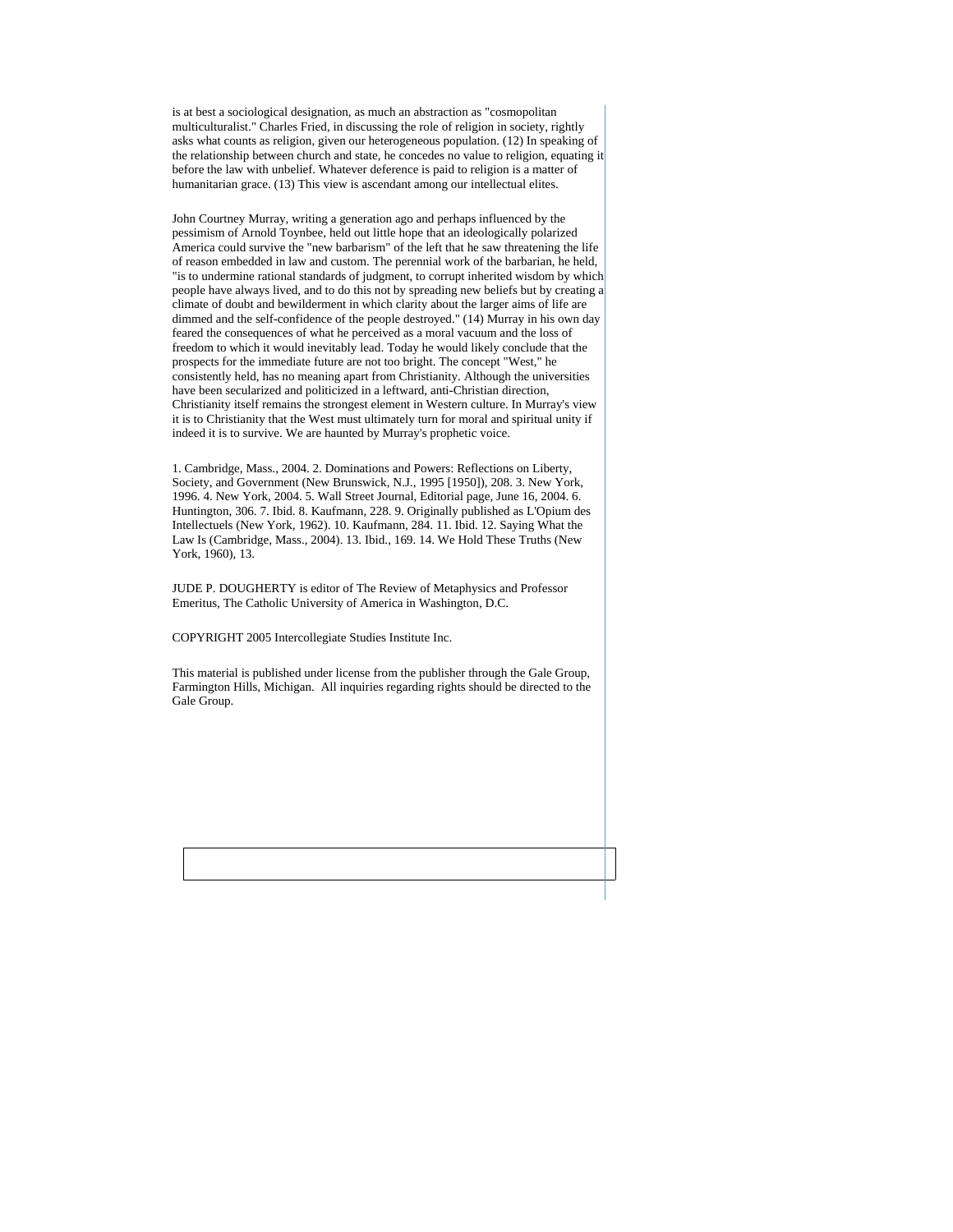is at best a sociological designation, as much an abstraction as "cosmopolitan multiculturalist." Charles Fried, in discussing the role of religion in society, rightly asks what counts as religion, given our heterogeneous population. (12) In speaking of the relationship between church and state, he concedes no value to religion, equating it before the law with unbelief. Whatever deference is paid to religion is a matter of humanitarian grace. (13) This view is ascendant among our intellectual elites.

John Courtney Murray, writing a generation ago and perhaps influenced by the pessimism of Arnold Toynbee, held out little hope that an ideologically polarized America could survive the "new barbarism" of the left that he saw threatening the life of reason embedded in law and custom. The perennial work of the barbarian, he held, "is to undermine rational standards of judgment, to corrupt inherited wisdom by which people have always lived, and to do this not by spreading new beliefs but by creating a climate of doubt and bewilderment in which clarity about the larger aims of life are dimmed and the self-confidence of the people destroyed." (14) Murray in his own day feared the consequences of what he perceived as a moral vacuum and the loss of freedom to which it would inevitably lead. Today he would likely conclude that the prospects for the immediate future are not too bright. The concept "West," he consistently held, has no meaning apart from Christianity. Although the universities have been secularized and politicized in a leftward, anti-Christian direction, Christianity itself remains the strongest element in Western culture. In Murray's view it is to Christianity that the West must ultimately turn for moral and spiritual unity if indeed it is to survive. We are haunted by Murray's prophetic voice.

1. Cambridge, Mass., 2004. 2. Dominations and Powers: Reflections on Liberty, Society, and Government (New Brunswick, N.J., 1995 [1950]), 208. 3. New York, 1996. 4. New York, 2004. 5. Wall Street Journal, Editorial page, June 16, 2004. 6. Huntington, 306. 7. Ibid. 8. Kaufmann, 228. 9. Originally published as L'Opium des Intellectuels (New York, 1962). 10. Kaufmann, 284. 11. Ibid. 12. Saying What the Law Is (Cambridge, Mass., 2004). 13. Ibid., 169. 14. We Hold These Truths (New York, 1960), 13.

JUDE P. DOUGHERTY is editor of The Review of Metaphysics and Professor Emeritus, The Catholic University of America in Washington, D.C.

COPYRIGHT 2005 Intercollegiate Studies Institute Inc.

This material is published under license from the publisher through the Gale Group, Farmington Hills, Michigan. All inquiries regarding rights should be directed to the Gale Group.